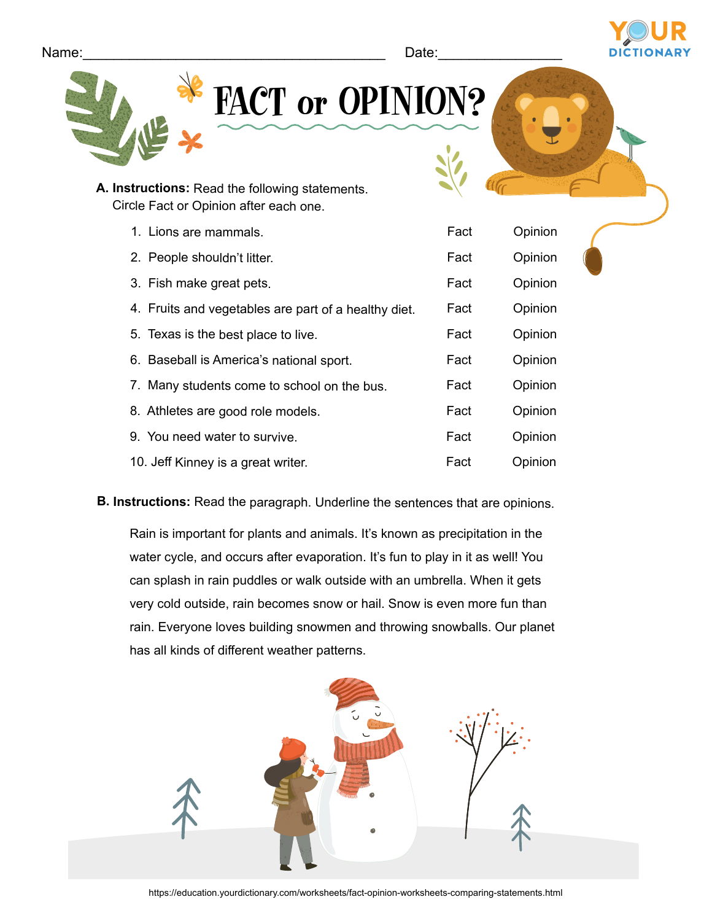Name:_______________________________________ Date:________________

# FACT or OPINION?

**A. Instructions:** Read the following statements. Circle Fact or Opinion after each one.

| | | | |
|---|---|---|---|
| 1. | Lions are mammals. | Fact | Opinion |
| 2. | People shouldn't litter. | Fact | Opinion |
| 3. | Fish make great pets. | Fact | Opinion |
| 4. | Fruits and vegetables are part of a healthy diet. | Fact | Opinion |
| 5. | Texas is the best place to live. | Fact | Opinion |
| 6. | Baseball is America's national sport. | Fact | Opinion |
| 7. | Many students come to school on the bus. | Fact | Opinion |
| 8. | Athletes are good role models. | Fact | Opinion |
| 9. | You need water to survive. | Fact | Opinion |
| 10. | Jeff Kinney is a great writer. | Fact | Opinion |

**B. Instructions:** Read the paragraph. Underline the sentences that are opinions.

Rain is important for plants and animals. It's known as precipitation in the water cycle, and occurs after evaporation. It's fun to play in it as well! You can splash in rain puddles or walk outside with an umbrella. When it gets very cold outside, rain becomes snow or hail. Snow is even more fun than rain. Everyone loves building snowmen and throwing snowballs. Our planet has all kinds of different weather patterns.

https://education.yourdictionary.com/worksheets/fact-opinion-worksheets-comparing-statements.html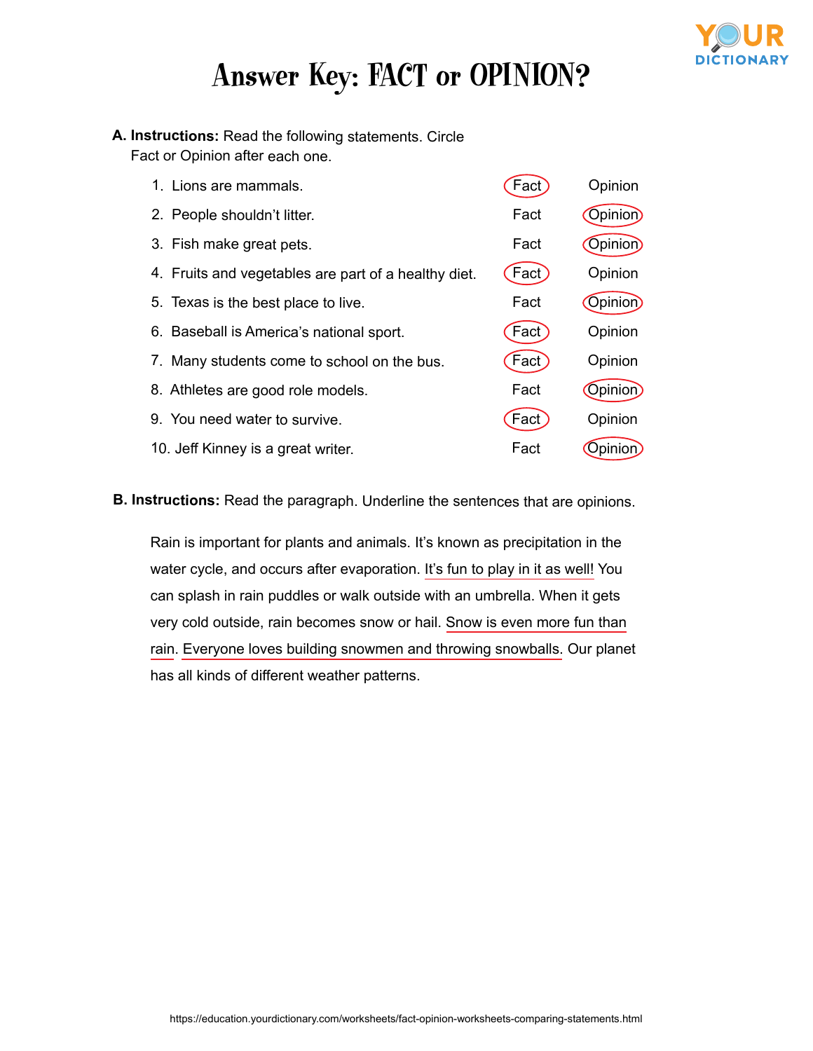# Answer Key: FACT or OPINION?

**A. Instructions:** Read the following statements. Circle Fact or Opinion after each one.

| | | |
|---|---|---|
| 1. Lions are mammals. | **(Fact)** | Opinion |
| 2. People shouldn't litter. | Fact | **(Opinion)** |
| 3. Fish make great pets. | Fact | **(Opinion)** |
| 4. Fruits and vegetables are part of a healthy diet. | **(Fact)** | Opinion |
| 5. Texas is the best place to live. | Fact | **(Opinion)** |
| 6. Baseball is America's national sport. | **(Fact)** | Opinion |
| 7. Many students come to school on the bus. | **(Fact)** | Opinion |
| 8. Athletes are good role models. | Fact | **(Opinion)** |
| 9. You need water to survive. | **(Fact)** | Opinion |
| 10. Jeff Kinney is a great writer. | Fact | **(Opinion)** |

**B. Instructions:** Read the paragraph. Underline the sentences that are opinions.

Rain is important for plants and animals. It's known as precipitation in the water cycle, and occurs after evaporation. <u>It's fun to play in it as well!</u> You can splash in rain puddles or walk outside with an umbrella. When it gets very cold outside, rain becomes snow or hail. <u>Snow is even more fun than rain</u>. <u>Everyone loves building snowmen and throwing snowballs.</u> Our planet has all kinds of different weather patterns.

https://education.yourdictionary.com/worksheets/fact-opinion-worksheets-comparing-statements.html